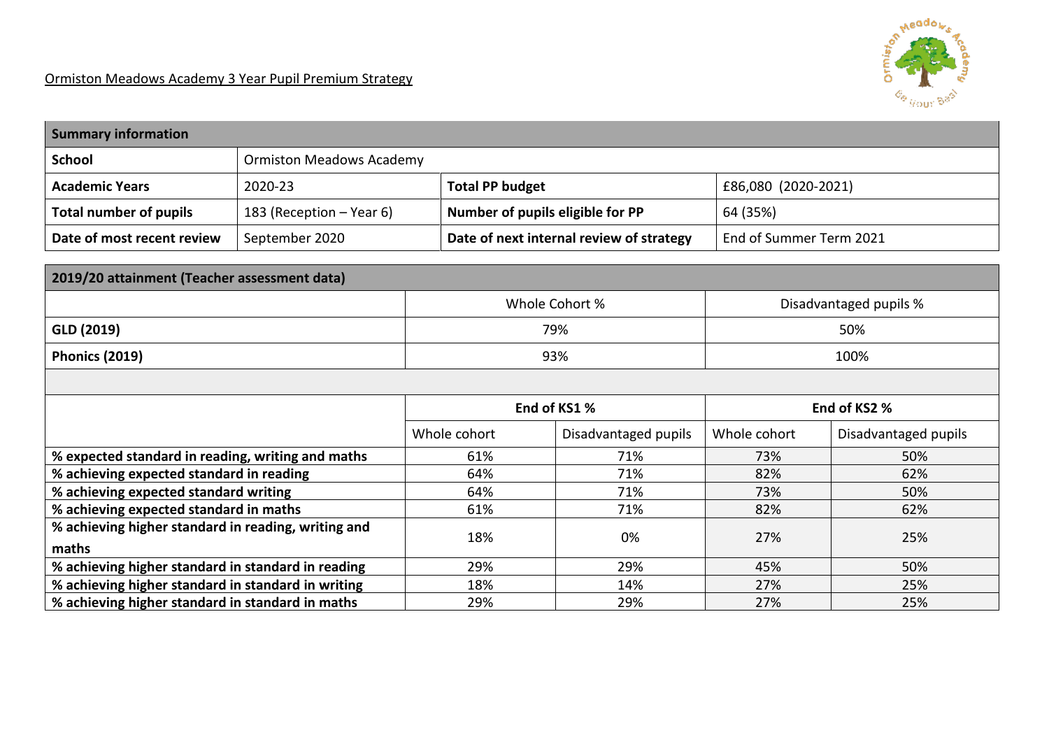# Ormiston Meadows Academy 3 Year Pupil Premium Strategy

| Summary information | | | |
|---|---|---|---|
| **School** | Ormiston Meadows Academy | | |
| **Academic Years** | 2020-23 | **Total PP budget** | £86,080 (2020-2021) |
| **Total number of pupils** | 183 (Reception – Year 6) | **Number of pupils eligible for PP** | 64 (35%) |
| **Date of most recent review** | September 2020 | **Date of next internal review of strategy** | End of Summer Term 2021 |

| 2019/20 attainment (Teacher assessment data) | | | | |
|---|---|---|---|---|
| | Whole Cohort % | | Disadvantaged pupils % | |
| **GLD (2019)** | 79% | | 50% | |
| **Phonics (2019)** | 93% | | 100% | |
| | | | | |
| | **End of KS1 %** | | **End of KS2 %** | |
| | Whole cohort | Disadvantaged pupils | Whole cohort | Disadvantaged pupils |
| **% expected standard in reading, writing and maths** | 61% | 71% | 73% | 50% |
| **% achieving expected standard in reading** | 64% | 71% | 82% | 62% |
| **% achieving expected standard writing** | 64% | 71% | 73% | 50% |
| **% achieving expected standard in maths** | 61% | 71% | 82% | 62% |
| **% achieving higher standard in reading, writing and maths** | 18% | 0% | 27% | 25% |
| **% achieving higher standard in standard in reading** | 29% | 29% | 45% | 50% |
| **% achieving higher standard in standard in writing** | 18% | 14% | 27% | 25% |
| **% achieving higher standard in standard in maths** | 29% | 29% | 27% | 25% |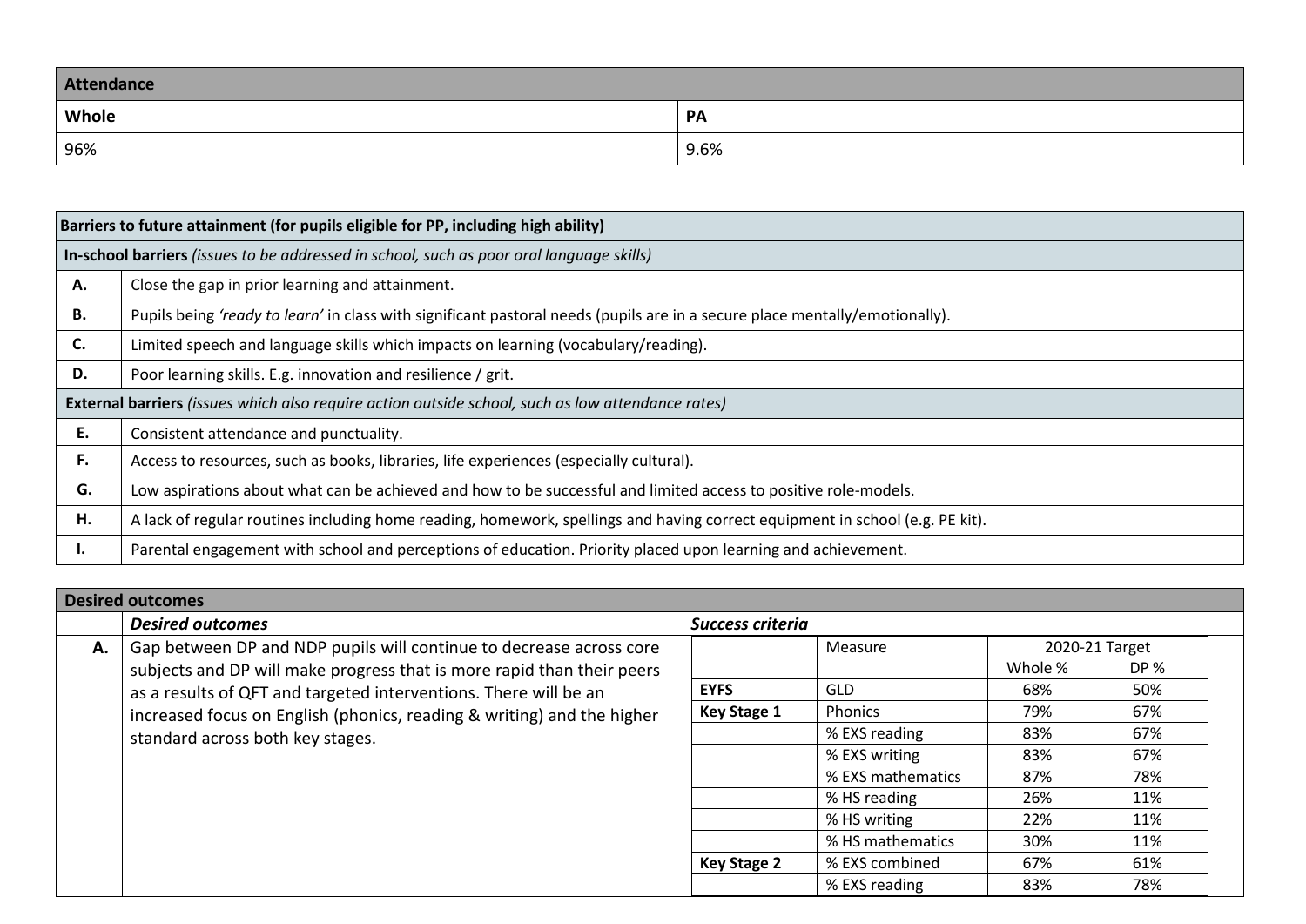| Attendance | |
|---|---|
| **Whole** | **PA** |
| 96% | 9.6% |

| **Barriers to future attainment (for pupils eligible for PP, including high ability)** | |
|---|---|
| **In-school barriers** *(issues to be addressed in school, such as poor oral language skills)* | |
| **A.** | Close the gap in prior learning and attainment. |
| **B.** | Pupils being *'ready to learn'* in class with significant pastoral needs (pupils are in a secure place mentally/emotionally). |
| **C.** | Limited speech and language skills which impacts on learning (vocabulary/reading). |
| **D.** | Poor learning skills. E.g. innovation and resilience / grit. |
| **External barriers** *(issues which also require action outside school, such as low attendance rates)* | |
| **E.** | Consistent attendance and punctuality. |
| **F.** | Access to resources, such as books, libraries, life experiences (especially cultural). |
| **G.** | Low aspirations about what can be achieved and how to be successful and limited access to positive role-models. |
| **H.** | A lack of regular routines including home reading, homework, spellings and having correct equipment in school (e.g. PE kit). |
| **I.** | Parental engagement with school and perceptions of education. Priority placed upon learning and achievement. |

**Desired outcomes**

| | *Desired outcomes* | *Success criteria* | | | |
|---|---|---|---|---|---|
| | | | Measure | 2020-21 Target | |
| | | | | Whole % | DP % |
| **A.** | Gap between DP and NDP pupils will continue to decrease across core subjects and DP will make progress that is more rapid than their peers as a results of QFT and targeted interventions. There will be an increased focus on English (phonics, reading & writing) and the higher standard across both key stages. | **EYFS** | GLD | 68% | 50% |
| | | **Key Stage 1** | Phonics | 79% | 67% |
| | | | % EXS reading | 83% | 67% |
| | | | % EXS writing | 83% | 67% |
| | | | % EXS mathematics | 87% | 78% |
| | | | % HS reading | 26% | 11% |
| | | | % HS writing | 22% | 11% |
| | | | % HS mathematics | 30% | 11% |
| | | **Key Stage 2** | % EXS combined | 67% | 61% |
| | | | % EXS reading | 83% | 78% |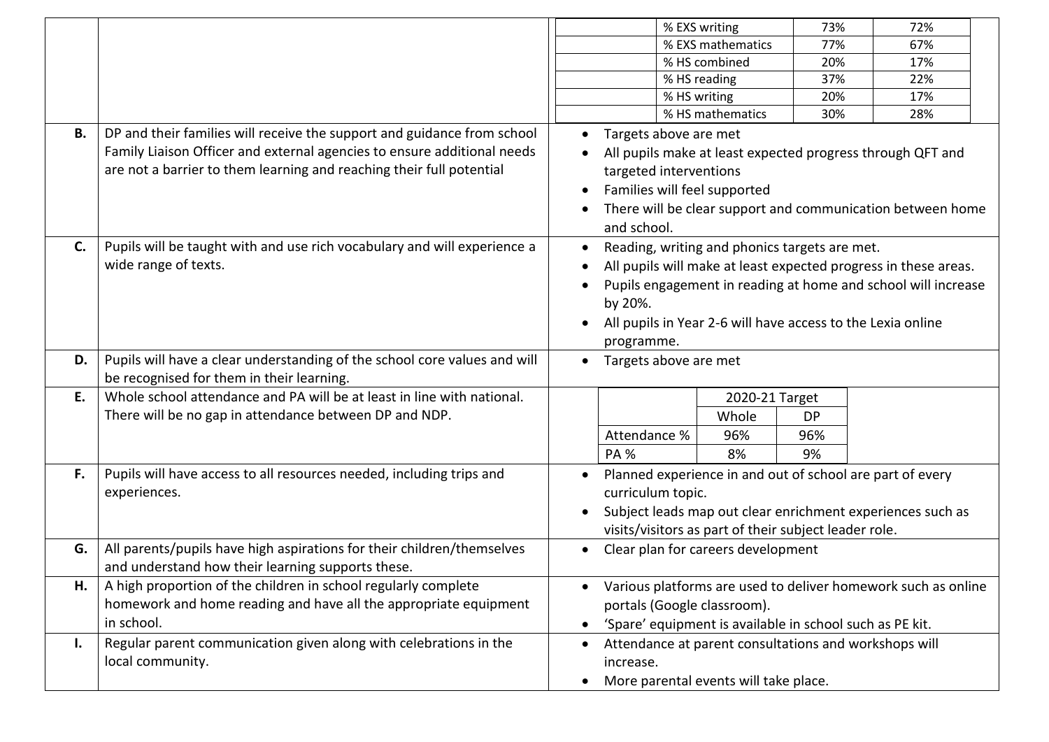| | | | | | |
|---|---|---|---|---|---|
| | | | % EXS writing | 73% | 72% |
| | | | % EXS mathematics | 77% | 67% |
| | | | % HS combined | 20% | 17% |
| | | | % HS reading | 37% | 22% |
| | | | % HS writing | 20% | 17% |
| | | | % HS mathematics | 30% | 28% |

| | | |
|---|---|---|
| **B.** | DP and their families will receive the support and guidance from school Family Liaison Officer and external agencies to ensure additional needs are not a barrier to them learning and reaching their full potential | • Targets above are met<br>• All pupils make at least expected progress through QFT and targeted interventions<br>• Families will feel supported<br>• There will be clear support and communication between home and school. |
| **C.** | Pupils will be taught with and use rich vocabulary and will experience a wide range of texts. | • Reading, writing and phonics targets are met.<br>• All pupils will make at least expected progress in these areas.<br>• Pupils engagement in reading at home and school will increase by 20%.<br>• All pupils in Year 2-6 will have access to the Lexia online programme. |
| **D.** | Pupils will have a clear understanding of the school core values and will be recognised for them in their learning. | • Targets above are met |
| **E.** | Whole school attendance and PA will be at least in line with national. There will be no gap in attendance between DP and NDP. | *(see table below)* |
| **F.** | Pupils will have access to all resources needed, including trips and experiences. | • Planned experience in and out of school are part of every curriculum topic.<br>• Subject leads map out clear enrichment experiences such as visits/visitors as part of their subject leader role. |
| **G.** | All parents/pupils have high aspirations for their children/themselves and understand how their learning supports these. | • Clear plan for careers development |
| **H.** | A high proportion of the children in school regularly complete homework and home reading and have all the appropriate equipment in school. | • Various platforms are used to deliver homework such as online portals (Google classroom).<br>• 'Spare' equipment is available in school such as PE kit. |
| **I.** | Regular parent communication given along with celebrations in the local community. | • Attendance at parent consultations and workshops will increase.<br>• More parental events will take place. |

E. targets:

| | 2020-21 Target | |
|---|---|---|
| | Whole | DP |
| Attendance % | 96% | 96% |
| PA % | 8% | 9% |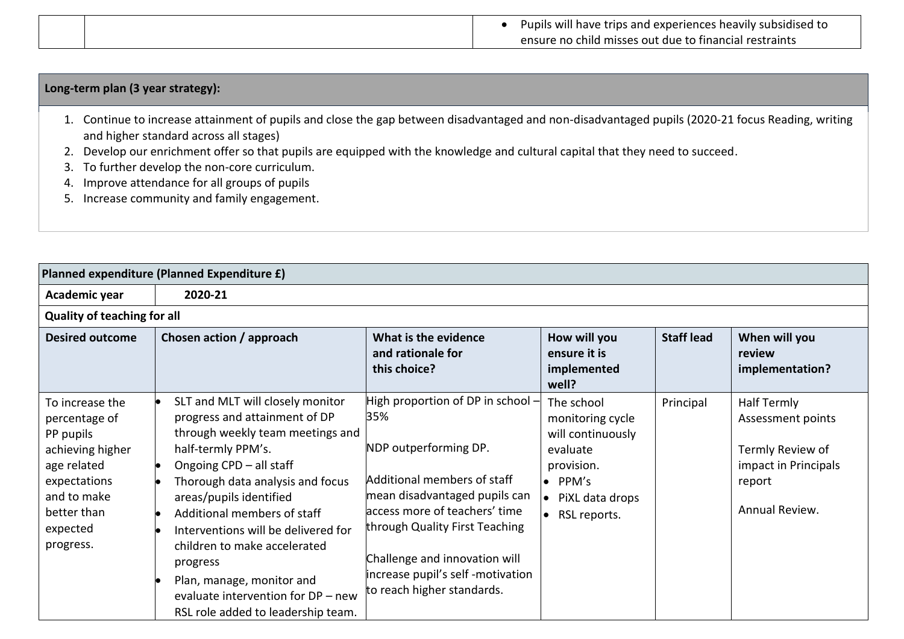| | | • Pupils will have trips and experiences heavily subsidised to ensure no child misses out due to financial restraints |
|---|---|---|

**Long-term plan (3 year strategy):**

1. Continue to increase attainment of pupils and close the gap between disadvantaged and non-disadvantaged pupils (2020-21 focus Reading, writing and higher standard across all stages)
2. Develop our enrichment offer so that pupils are equipped with the knowledge and cultural capital that they need to succeed.
3. To further develop the non-core curriculum.
4. Improve attendance for all groups of pupils
5. Increase community and family engagement.

| **Planned expenditure (Planned Expenditure £)** | | | | | |
|---|---|---|---|---|---|
| **Academic year** | **2020-21** | | | | |
| **Quality of teaching for all** | | | | | |
| **Desired outcome** | **Chosen action / approach** | **What is the evidence and rationale for this choice?** | **How will you ensure it is implemented well?** | **Staff lead** | **When will you review implementation?** |
| To increase the percentage of PP pupils achieving higher age related expectations and to make better than expected progress. | • SLT and MLT will closely monitor progress and attainment of DP through weekly team meetings and half-termly PPM's.<br>• Ongoing CPD – all staff<br>• Thorough data analysis and focus areas/pupils identified<br>• Additional members of staff<br>• Interventions will be delivered for children to make accelerated progress<br>• Plan, manage, monitor and evaluate intervention for DP – new RSL role added to leadership team. | High proportion of DP in school – 35%<br><br>NDP outperforming DP.<br><br>Additional members of staff mean disadvantaged pupils can access more of teachers' time through Quality First Teaching<br><br>Challenge and innovation will increase pupil's self -motivation to reach higher standards. | The school monitoring cycle will continuously evaluate provision.<br>• PPM's<br>• PiXL data drops<br>• RSL reports. | Principal | Half Termly Assessment points<br><br>Termly Review of impact in Principals report<br><br>Annual Review. |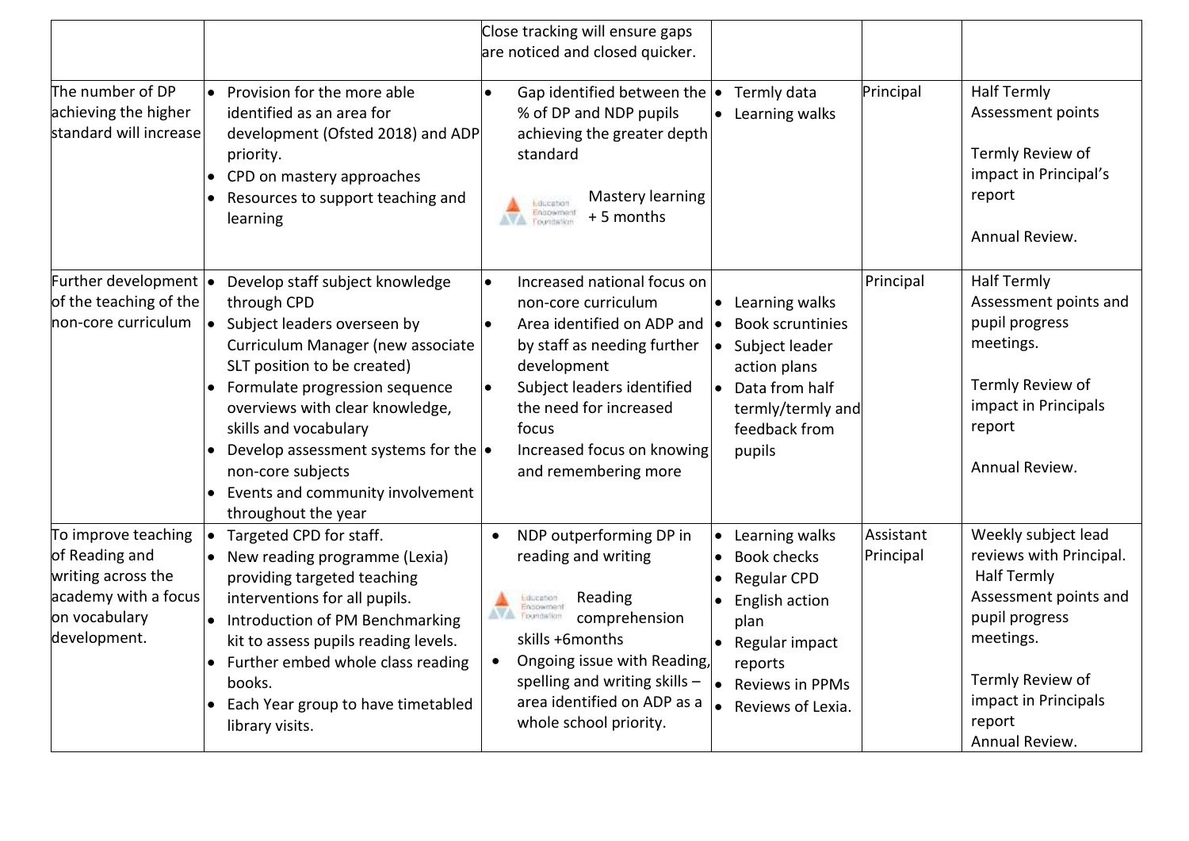| | | Close tracking will ensure gaps are noticed and closed quicker. | | | |
|---|---|---|---|---|---|
| The number of DP achieving the higher standard will increase | • Provision for the more able identified as an area for development (Ofsted 2018) and ADP priority.<br>• CPD on mastery approaches<br>• Resources to support teaching and learning | • Gap identified between the % of DP and NDP pupils achieving the greater depth standard<br><br>Education Endowment Foundation Mastery learning + 5 months | • Termly data<br>• Learning walks | Principal | Half Termly Assessment points<br><br>Termly Review of impact in Principal's report<br><br>Annual Review. |
| Further development of the teaching of the non-core curriculum | • Develop staff subject knowledge through CPD<br>• Subject leaders overseen by Curriculum Manager (new associate SLT position to be created)<br>• Formulate progression sequence overviews with clear knowledge, skills and vocabulary<br>• Develop assessment systems for the non-core subjects<br>• Events and community involvement throughout the year | • Increased national focus on non-core curriculum<br>• Area identified on ADP and by staff as needing further development<br>• Subject leaders identified the need for increased focus<br>• Increased focus on knowing and remembering more | • Learning walks<br>• Book scruntinies<br>• Subject leader action plans<br>• Data from half termly/termly and feedback from pupils | Principal | Half Termly Assessment points and pupil progress meetings.<br><br>Termly Review of impact in Principals report<br><br>Annual Review. |
| To improve teaching of Reading and writing across the academy with a focus on vocabulary development. | • Targeted CPD for staff.<br>• New reading programme (Lexia) providing targeted teaching interventions for all pupils.<br>• Introduction of PM Benchmarking kit to assess pupils reading levels.<br>• Further embed whole class reading books.<br>• Each Year group to have timetabled library visits. | • NDP outperforming DP in reading and writing<br><br>Education Endowment Foundation Reading comprehension skills +6months<br>• Ongoing issue with Reading, spelling and writing skills – area identified on ADP as a whole school priority. | • Learning walks<br>• Book checks<br>• Regular CPD<br>• English action plan<br>• Regular impact reports<br>• Reviews in PPMs<br>• Reviews of Lexia. | Assistant Principal | Weekly subject lead reviews with Principal.<br>Half Termly Assessment points and pupil progress meetings.<br><br>Termly Review of impact in Principals report<br>Annual Review. |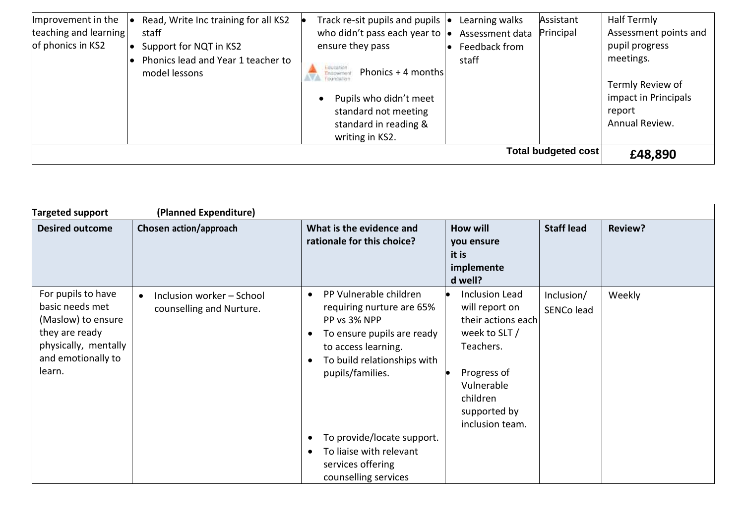| Improvement in the teaching and learning of phonics in KS2 | • Read, Write Inc training for all KS2 staff<br>• Support for NQT in KS2<br>• Phonics lead and Year 1 teacher to model lessons | • Track re-sit pupils and pupils who didn't pass each year to ensure they pass<br>Education Endowment Foundation Phonics + 4 months<br>• Pupils who didn't meet standard not meeting standard in reading & writing in KS2. | • Learning walks<br>• Assessment data<br>• Feedback from staff | Assistant Principal | Half Termly Assessment points and pupil progress meetings.<br><br>Termly Review of impact in Principals report<br>Annual Review. |
|---|---|---|---|---|---|
| | | | | **Total budgeted cost** | **£48,890** |

| **Targeted support (Planned Expenditure)** | | | | | |
|---|---|---|---|---|---|
| **Desired outcome** | **Chosen action/approach** | **What is the evidence and rationale for this choice?** | **How will you ensure it is implemented well?** | **Staff lead** | **Review?** |
| For pupils to have basic needs met (Maslow) to ensure they are ready physically, mentally and emotionally to learn. | • Inclusion worker – School counselling and Nurture. | • PP Vulnerable children requiring nurture are 65% PP vs 3% NPP<br>• To ensure pupils are ready to access learning.<br>• To build relationships with pupils/families.<br>• To provide/locate support.<br>• To liaise with relevant services offering counselling services | • Inclusion Lead will report on their actions each week to SLT / Teachers.<br>• Progress of Vulnerable children supported by inclusion team. | Inclusion/ SENCo lead | Weekly |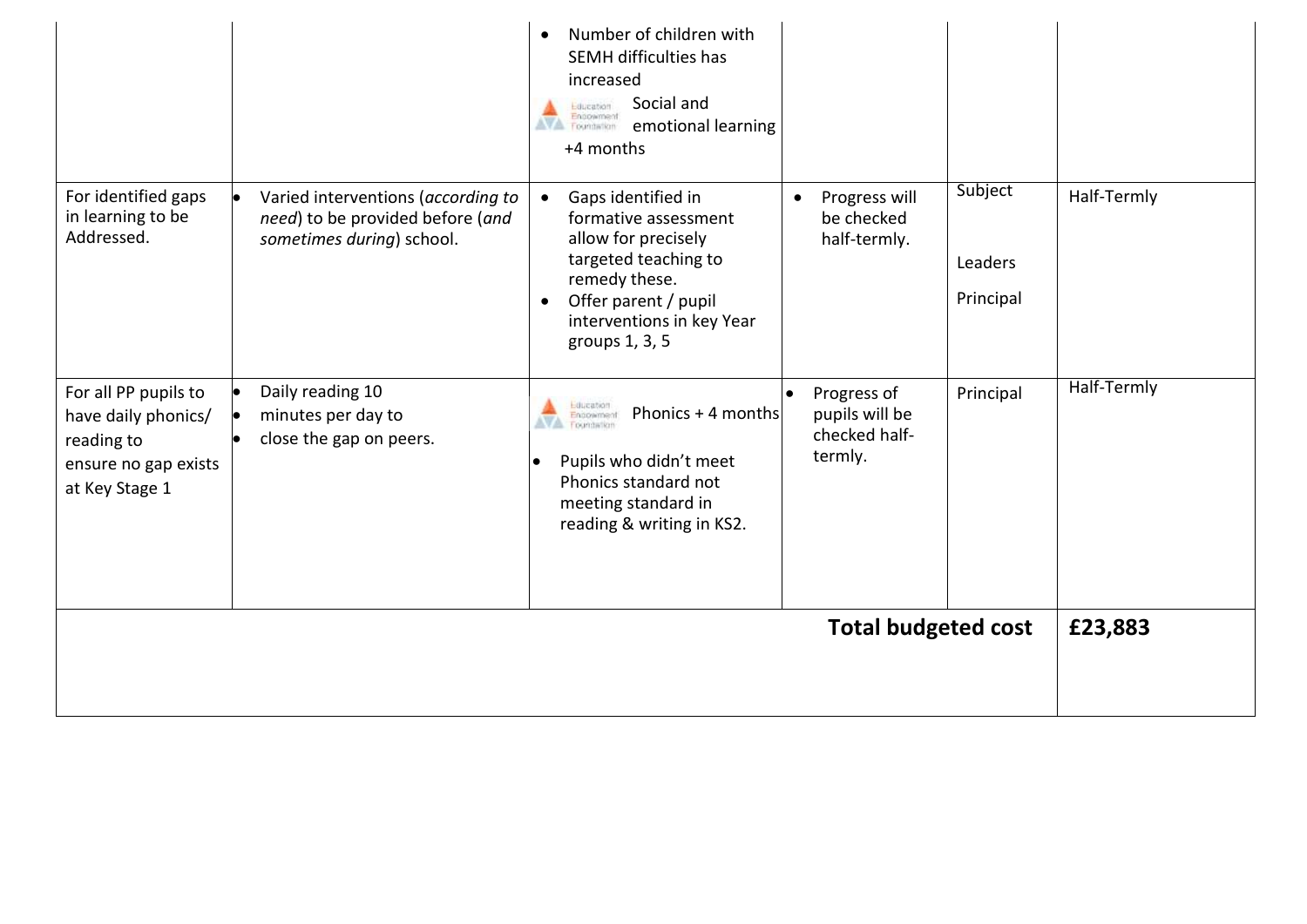| | | | | | |
|---|---|---|---|---|---|
| | | • Number of children with SEMH difficulties has increased<br>Education Endowment Foundation Social and emotional learning +4 months | | | |
| For identified gaps in learning to be Addressed. | • Varied interventions (*according to need*) to be provided before (*and sometimes during*) school. | • Gaps identified in formative assessment allow for precisely targeted teaching to remedy these.<br>• Offer parent / pupil interventions in key Year groups 1, 3, 5 | • Progress will be checked half-termly. | Subject Leaders Principal | Half-Termly |
| For all PP pupils to have daily phonics/ reading to ensure no gap exists at Key Stage 1 | • Daily reading 10<br>• minutes per day to<br>• close the gap on peers. | Education Endowment Foundation Phonics + 4 months<br>• Pupils who didn't meet Phonics standard not meeting standard in reading & writing in KS2. | • Progress of pupils will be checked half-termly. | Principal | Half-Termly |
| | | | | **Total budgeted cost** | **£23,883** |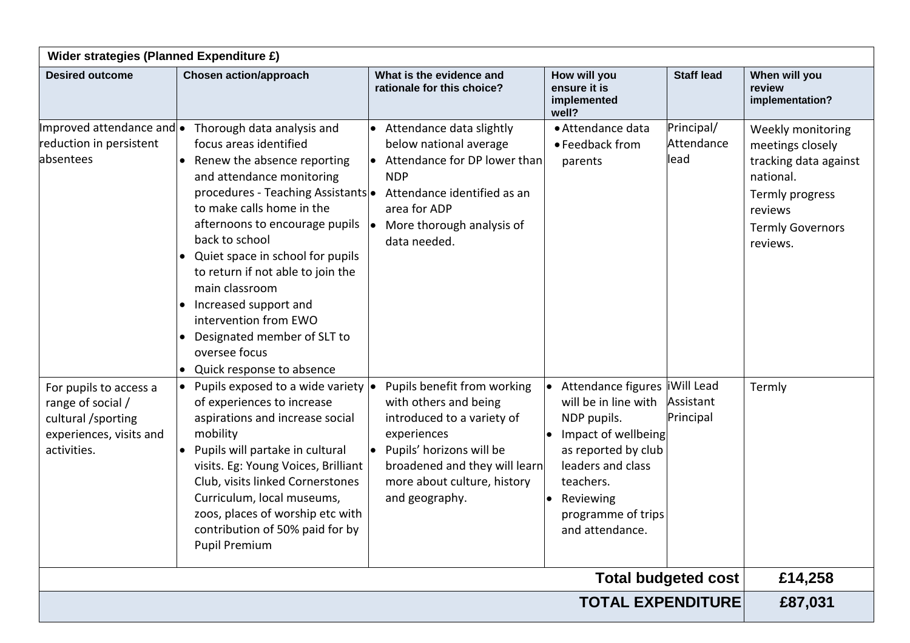| Wider strategies (Planned Expenditure £) | | | | | |
|---|---|---|---|---|---|
| **Desired outcome** | **Chosen action/approach** | **What is the evidence and rationale for this choice?** | **How will you ensure it is implemented well?** | **Staff lead** | **When will you review implementation?** |
| Improved attendance and reduction in persistent absentees | • Thorough data analysis and focus areas identified<br>• Renew the absence reporting and attendance monitoring procedures - Teaching Assistants to make calls home in the afternoons to encourage pupils back to school<br>• Quiet space in school for pupils to return if not able to join the main classroom<br>• Increased support and intervention from EWO<br>• Designated member of SLT to oversee focus<br>• Quick response to absence | • Attendance data slightly below national average<br>• Attendance for DP lower than NDP<br>• Attendance identified as an area for ADP<br>• More thorough analysis of data needed. | • Attendance data<br>• Feedback from parents | Principal/ Attendance lead | Weekly monitoring meetings closely tracking data against national.<br>Termly progress reviews<br>Termly Governors reviews. |
| For pupils to access a range of social / cultural /sporting experiences, visits and activities. | • Pupils exposed to a wide variety of experiences to increase aspirations and increase social mobility<br>• Pupils will partake in cultural visits. Eg: Young Voices, Brilliant Club, visits linked Cornerstones Curriculum, local museums, zoos, places of worship etc with contribution of 50% paid for by Pupil Premium | • Pupils benefit from working with others and being introduced to a variety of experiences<br>• Pupils' horizons will be broadened and they will learn more about culture, history and geography. | • Attendance figures will be in line with NDP pupils.<br>• Impact of wellbeing as reported by club leaders and class teachers.<br>• Reviewing programme of trips and attendance. | iWill Lead Assistant Principal | Termly |
| | | | | **Total budgeted cost** | **£14,258** |
| | | | | **TOTAL EXPENDITURE** | **£87,031** |